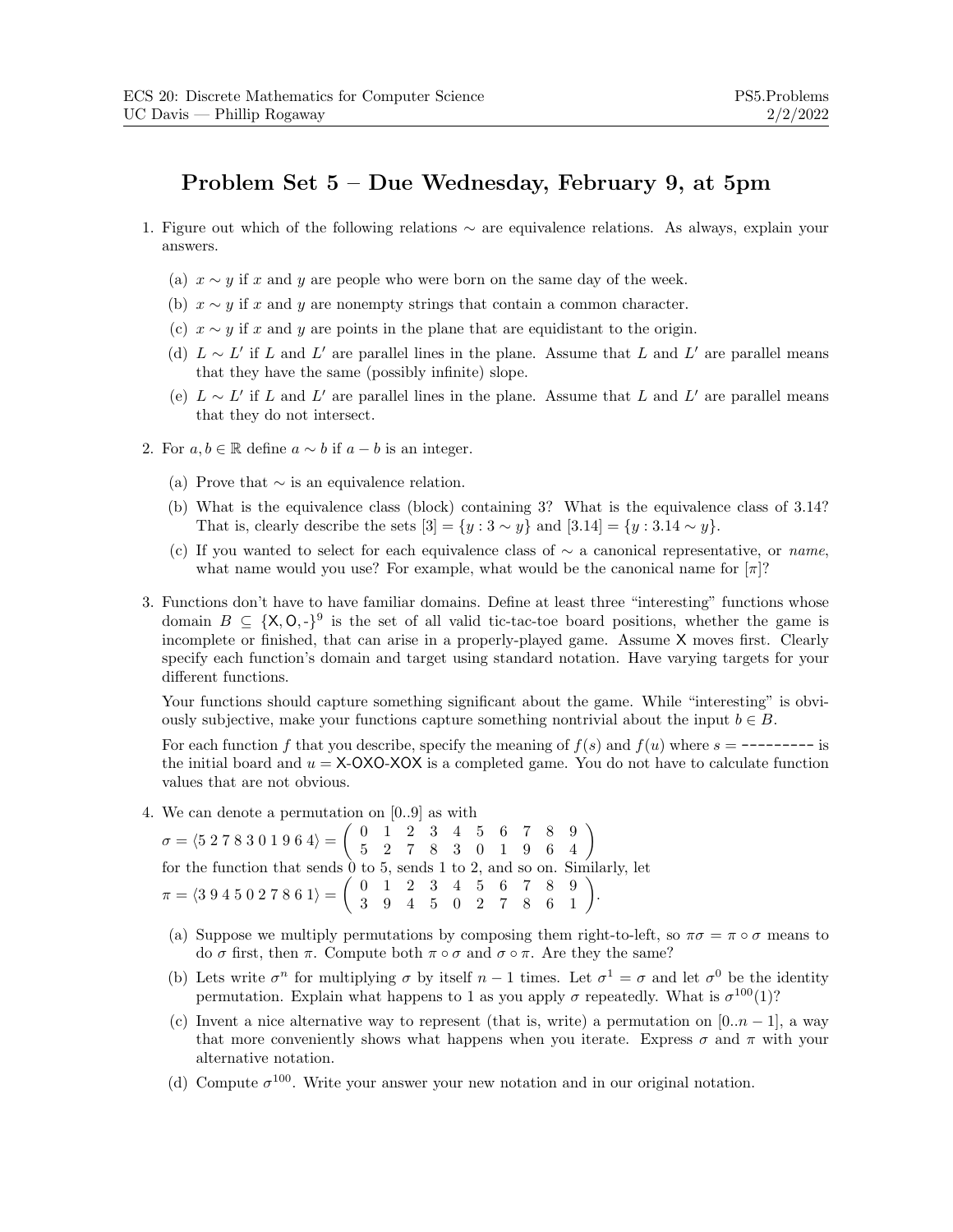ECS 20: Discrete Mathematics for Computer Science
UC Davis — Phillip Rogaway

PS5.Problems
2/2/2022

# Problem Set 5 – Due Wednesday, February 9, at 5pm

1. Figure out which of the following relations $\sim$ are equivalence relations. As always, explain your answers.

   (a) $x \sim y$ if $x$ and $y$ are people who were born on the same day of the week.

   (b) $x \sim y$ if $x$ and $y$ are nonempty strings that contain a common character.

   (c) $x \sim y$ if $x$ and $y$ are points in the plane that are equidistant to the origin.

   (d) $L \sim L'$ if $L$ and $L'$ are parallel lines in the plane. Assume that $L$ and $L'$ are parallel means that they have the same (possibly infinite) slope.

   (e) $L \sim L'$ if $L$ and $L'$ are parallel lines in the plane. Assume that $L$ and $L'$ are parallel means that they do not intersect.

2. For $a, b \in \mathbb{R}$ define $a \sim b$ if $a - b$ is an integer.

   (a) Prove that $\sim$ is an equivalence relation.

   (b) What is the equivalence class (block) containing 3? What is the equivalence class of 3.14? That is, clearly describe the sets $[3] = \{y : 3 \sim y\}$ and $[3.14] = \{y : 3.14 \sim y\}$.

   (c) If you wanted to select for each equivalence class of $\sim$ a canonical representative, or *name*, what name would you use? For example, what would be the canonical name for $[\pi]$?

3. Functions don't have to have familiar domains. Define at least three "interesting" functions whose domain $B \subseteq \{\mathsf{X}, \mathsf{O}, \text{-}\}^9$ is the set of all valid tic-tac-toe board positions, whether the game is incomplete or finished, that can arise in a properly-played game. Assume X moves first. Clearly specify each function's domain and target using standard notation. Have varying targets for your different functions.

   Your functions should capture something significant about the game. While "interesting" is obviously subjective, make your functions capture something nontrivial about the input $b \in B$.

   For each function $f$ that you describe, specify the meaning of $f(s)$ and $f(u)$ where $s =$ `---------` is the initial board and $u =$ `X-OXO-XOX` is a completed game. You do not have to calculate function values that are not obvious.

4. We can denote a permutation on $[0..9]$ as with
$\sigma = \langle 5\ 2\ 7\ 8\ 3\ 0\ 1\ 9\ 6\ 4 \rangle = \begin{pmatrix} 0 & 1 & 2 & 3 & 4 & 5 & 6 & 7 & 8 & 9 \\ 5 & 2 & 7 & 8 & 3 & 0 & 1 & 9 & 6 & 4 \end{pmatrix}$
for the function that sends 0 to 5, sends 1 to 2, and so on. Similarly, let
$\pi = \langle 3\ 9\ 4\ 5\ 0\ 2\ 7\ 8\ 6\ 1 \rangle = \begin{pmatrix} 0 & 1 & 2 & 3 & 4 & 5 & 6 & 7 & 8 & 9 \\ 3 & 9 & 4 & 5 & 0 & 2 & 7 & 8 & 6 & 1 \end{pmatrix}$.

   (a) Suppose we multiply permutations by composing them right-to-left, so $\pi\sigma = \pi \circ \sigma$ means to do $\sigma$ first, then $\pi$. Compute both $\pi \circ \sigma$ and $\sigma \circ \pi$. Are they the same?

   (b) Lets write $\sigma^n$ for multiplying $\sigma$ by itself $n - 1$ times. Let $\sigma^1 = \sigma$ and let $\sigma^0$ be the identity permutation. Explain what happens to 1 as you apply $\sigma$ repeatedly. What is $\sigma^{100}(1)$?

   (c) Invent a nice alternative way to represent (that is, write) a permutation on $[0..n-1]$, a way that more conveniently shows what happens when you iterate. Express $\sigma$ and $\pi$ with your alternative notation.

   (d) Compute $\sigma^{100}$. Write your answer your new notation and in our original notation.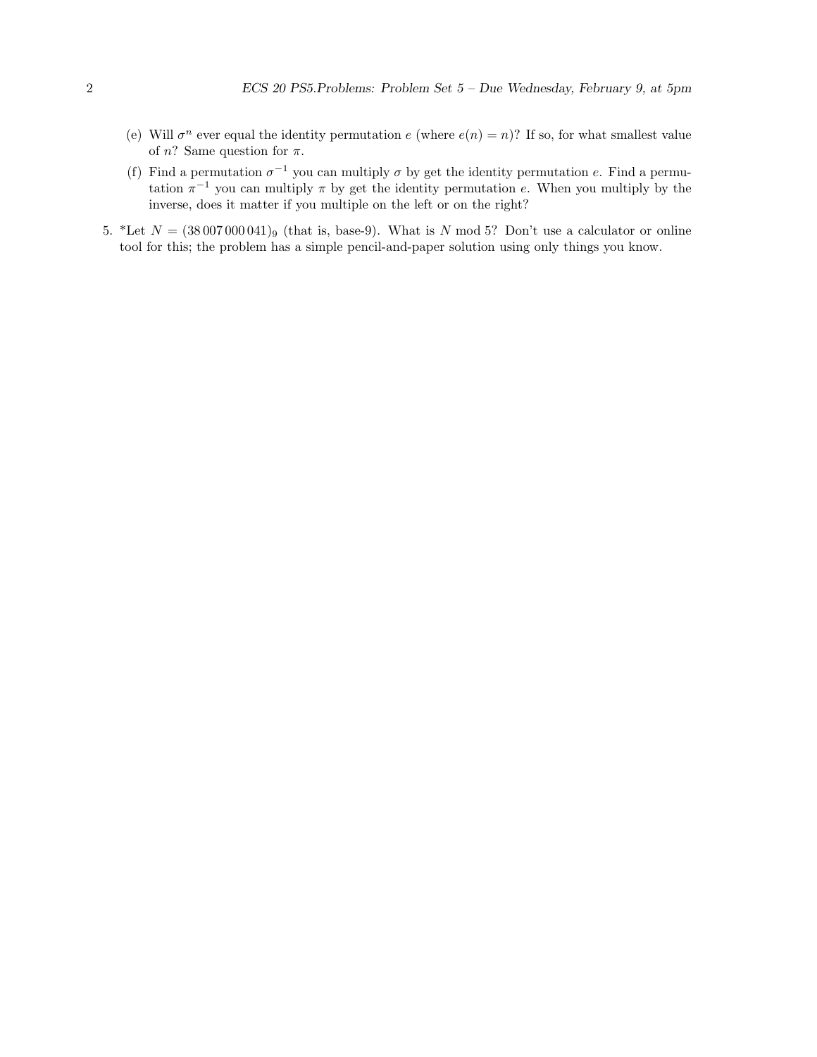(e) Will $\sigma^n$ ever equal the identity permutation $e$ (where $e(n) = n$)? If so, for what smallest value of $n$? Same question for $\pi$.

(f) Find a permutation $\sigma^{-1}$ you can multiply $\sigma$ by get the identity permutation $e$. Find a permutation $\pi^{-1}$ you can multiply $\pi$ by get the identity permutation $e$. When you multiply by the inverse, does it matter if you multiple on the left or on the right?

5. *Let $N = (38\,007\,000\,041)_9$ (that is, base-9). What is $N \bmod 5$? Don't use a calculator or online tool for this; the problem has a simple pencil-and-paper solution using only things you know.